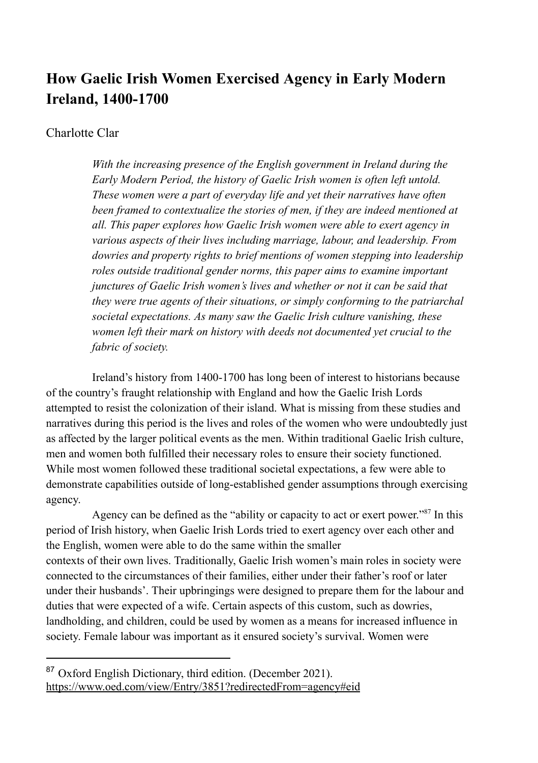# How Gaelic Irish Women Exercised Agency in Early Modern Ireland, 1400-1700

Charlotte Clar

*With the increasing presence of the English government in Ireland during the Early Modern Period, the history of Gaelic Irish women is often left untold. These women were a part of everyday life and yet their narratives have often been framed to contextualize the stories of men, if they are indeed mentioned at all. This paper explores how Gaelic Irish women were able to exert agency in various aspects of their lives including marriage, labour, and leadership. From dowries and property rights to brief mentions of women stepping into leadership roles outside traditional gender norms, this paper aims to examine important junctures of Gaelic Irish women's lives and whether or not it can be said that they were true agents of their situations, or simply conforming to the patriarchal societal expectations. As many saw the Gaelic Irish culture vanishing, these women left their mark on history with deeds not documented yet crucial to the fabric of society.*

Ireland's history from 1400-1700 has long been of interest to historians because of the country's fraught relationship with England and how the Gaelic Irish Lords attempted to resist the colonization of their island. What is missing from these studies and narratives during this period is the lives and roles of the women who were undoubtedly just as affected by the larger political events as the men. Within traditional Gaelic Irish culture, men and women both fulfilled their necessary roles to ensure their society functioned. While most women followed these traditional societal expectations, a few were able to demonstrate capabilities outside of long-established gender assumptions through exercising agency.

Agency can be defined as the "ability or capacity to act or exert power."[87] In this period of Irish history, when Gaelic Irish Lords tried to exert agency over each other and the English, women were able to do the same within the smaller contexts of their own lives. Traditionally, Gaelic Irish women's main roles in society were connected to the circumstances of their families, either under their father's roof or later under their husbands'. Their upbringings were designed to prepare them for the labour and duties that were expected of a wife. Certain aspects of this custom, such as dowries, landholding, and children, could be used by women as a means for increased influence in society. Female labour was important as it ensured society's survival. Women were

[87] Oxford English Dictionary, third edition. (December 2021). https://www.oed.com/view/Entry/3851?redirectedFrom=agency#eid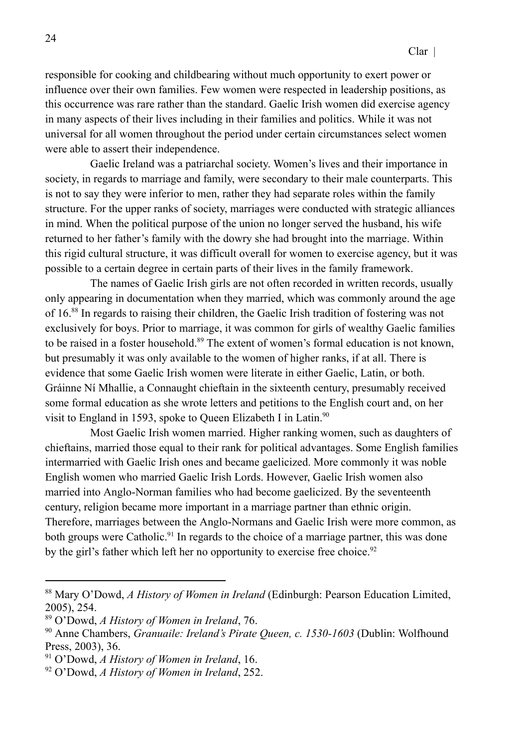responsible for cooking and childbearing without much opportunity to exert power or influence over their own families. Few women were respected in leadership positions, as this occurrence was rare rather than the standard. Gaelic Irish women did exercise agency in many aspects of their lives including in their families and politics. While it was not universal for all women throughout the period under certain circumstances select women were able to assert their independence.

Gaelic Ireland was a patriarchal society. Women's lives and their importance in society, in regards to marriage and family, were secondary to their male counterparts. This is not to say they were inferior to men, rather they had separate roles within the family structure. For the upper ranks of society, marriages were conducted with strategic alliances in mind. When the political purpose of the union no longer served the husband, his wife returned to her father's family with the dowry she had brought into the marriage. Within this rigid cultural structure, it was difficult overall for women to exercise agency, but it was possible to a certain degree in certain parts of their lives in the family framework.

The names of Gaelic Irish girls are not often recorded in written records, usually only appearing in documentation when they married, which was commonly around the age of 16.[88] In regards to raising their children, the Gaelic Irish tradition of fostering was not exclusively for boys. Prior to marriage, it was common for girls of wealthy Gaelic families to be raised in a foster household.[89] The extent of women's formal education is not known, but presumably it was only available to the women of higher ranks, if at all. There is evidence that some Gaelic Irish women were literate in either Gaelic, Latin, or both. Gráinne Ní Mhallie, a Connaught chieftain in the sixteenth century, presumably received some formal education as she wrote letters and petitions to the English court and, on her visit to England in 1593, spoke to Queen Elizabeth I in Latin.[90]

Most Gaelic Irish women married. Higher ranking women, such as daughters of chieftains, married those equal to their rank for political advantages. Some English families intermarried with Gaelic Irish ones and became gaelicized. More commonly it was noble English women who married Gaelic Irish Lords. However, Gaelic Irish women also married into Anglo-Norman families who had become gaelicized. By the seventeenth century, religion became more important in a marriage partner than ethnic origin. Therefore, marriages between the Anglo-Normans and Gaelic Irish were more common, as both groups were Catholic.[91] In regards to the choice of a marriage partner, this was done by the girl's father which left her no opportunity to exercise free choice.[92]

---

[88] Mary O'Dowd, *A History of Women in Ireland* (Edinburgh: Pearson Education Limited, 2005), 254.

[89] O'Dowd, *A History of Women in Ireland*, 76.

[90] Anne Chambers, *Granuaile: Ireland's Pirate Queen, c. 1530-1603* (Dublin: Wolfhound Press, 2003), 36.

[91] O'Dowd, *A History of Women in Ireland*, 16.

[92] O'Dowd, *A History of Women in Ireland*, 252.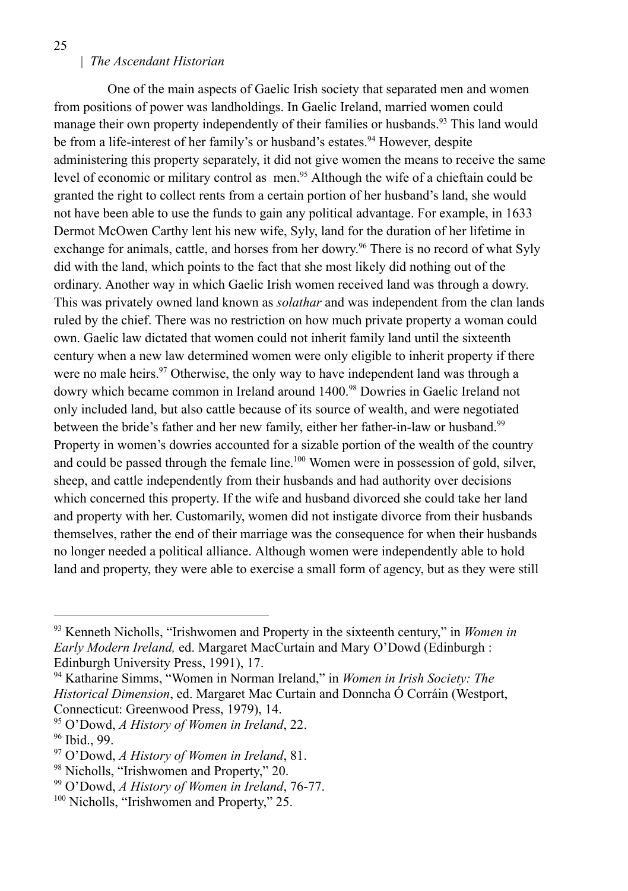One of the main aspects of Gaelic Irish society that separated men and women from positions of power was landholdings. In Gaelic Ireland, married women could manage their own property independently of their families or husbands.[93] This land would be from a life-interest of her family's or husband's estates.[94] However, despite administering this property separately, it did not give women the means to receive the same level of economic or military control as men.[95] Although the wife of a chieftain could be granted the right to collect rents from a certain portion of her husband's land, she would not have been able to use the funds to gain any political advantage. For example, in 1633 Dermot McOwen Carthy lent his new wife, Syly, land for the duration of her lifetime in exchange for animals, cattle, and horses from her dowry.[96] There is no record of what Syly did with the land, which points to the fact that she most likely did nothing out of the ordinary. Another way in which Gaelic Irish women received land was through a dowry. This was privately owned land known as *solathar* and was independent from the clan lands ruled by the chief. There was no restriction on how much private property a woman could own. Gaelic law dictated that women could not inherit family land until the sixteenth century when a new law determined women were only eligible to inherit property if there were no male heirs.[97] Otherwise, the only way to have independent land was through a dowry which became common in Ireland around 1400.[98] Dowries in Gaelic Ireland not only included land, but also cattle because of its source of wealth, and were negotiated between the bride's father and her new family, either her father-in-law or husband.[99] Property in women's dowries accounted for a sizable portion of the wealth of the country and could be passed through the female line.[100] Women were in possession of gold, silver, sheep, and cattle independently from their husbands and had authority over decisions which concerned this property. If the wife and husband divorced she could take her land and property with her. Customarily, women did not instigate divorce from their husbands themselves, rather the end of their marriage was the consequence for when their husbands no longer needed a political alliance. Although women were independently able to hold land and property, they were able to exercise a small form of agency, but as they were still

---

[93] Kenneth Nicholls, "Irishwomen and Property in the sixteenth century," in *Women in Early Modern Ireland,* ed. Margaret MacCurtain and Mary O'Dowd (Edinburgh : Edinburgh University Press, 1991), 17.

[94] Katharine Simms, "Women in Norman Ireland," in *Women in Irish Society: The Historical Dimension*, ed. Margaret Mac Curtain and Donncha Ó Corráin (Westport, Connecticut: Greenwood Press, 1979), 14.

[95] O'Dowd, *A History of Women in Ireland*, 22.

[96] Ibid., 99.

[97] O'Dowd, *A History of Women in Ireland*, 81.

[98] Nicholls, "Irishwomen and Property," 20.

[99] O'Dowd, *A History of Women in Ireland*, 76-77.

[100] Nicholls, "Irishwomen and Property," 25.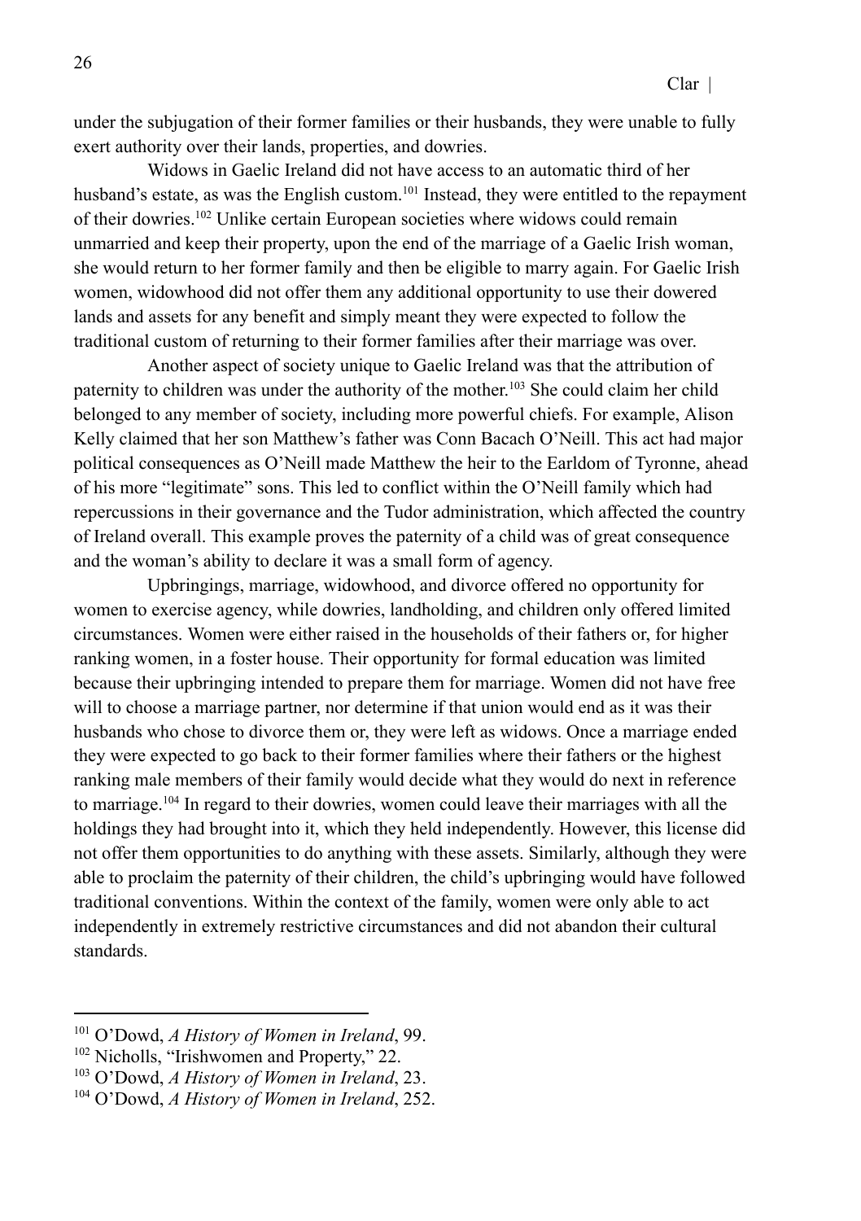under the subjugation of their former families or their husbands, they were unable to fully exert authority over their lands, properties, and dowries.

Widows in Gaelic Ireland did not have access to an automatic third of her husband's estate, as was the English custom.[101] Instead, they were entitled to the repayment of their dowries.[102] Unlike certain European societies where widows could remain unmarried and keep their property, upon the end of the marriage of a Gaelic Irish woman, she would return to her former family and then be eligible to marry again. For Gaelic Irish women, widowhood did not offer them any additional opportunity to use their dowered lands and assets for any benefit and simply meant they were expected to follow the traditional custom of returning to their former families after their marriage was over.

Another aspect of society unique to Gaelic Ireland was that the attribution of paternity to children was under the authority of the mother.[103] She could claim her child belonged to any member of society, including more powerful chiefs. For example, Alison Kelly claimed that her son Matthew's father was Conn Bacach O'Neill. This act had major political consequences as O'Neill made Matthew the heir to the Earldom of Tyronne, ahead of his more "legitimate" sons. This led to conflict within the O'Neill family which had repercussions in their governance and the Tudor administration, which affected the country of Ireland overall. This example proves the paternity of a child was of great consequence and the woman's ability to declare it was a small form of agency.

Upbringings, marriage, widowhood, and divorce offered no opportunity for women to exercise agency, while dowries, landholding, and children only offered limited circumstances. Women were either raised in the households of their fathers or, for higher ranking women, in a foster house. Their opportunity for formal education was limited because their upbringing intended to prepare them for marriage. Women did not have free will to choose a marriage partner, nor determine if that union would end as it was their husbands who chose to divorce them or, they were left as widows. Once a marriage ended they were expected to go back to their former families where their fathers or the highest ranking male members of their family would decide what they would do next in reference to marriage.[104] In regard to their dowries, women could leave their marriages with all the holdings they had brought into it, which they held independently. However, this license did not offer them opportunities to do anything with these assets. Similarly, although they were able to proclaim the paternity of their children, the child's upbringing would have followed traditional conventions. Within the context of the family, women were only able to act independently in extremely restrictive circumstances and did not abandon their cultural standards.

---

[101] O'Dowd, *A History of Women in Ireland*, 99.

[102] Nicholls, "Irishwomen and Property," 22.

[103] O'Dowd, *A History of Women in Ireland*, 23.

[104] O'Dowd, *A History of Women in Ireland*, 252.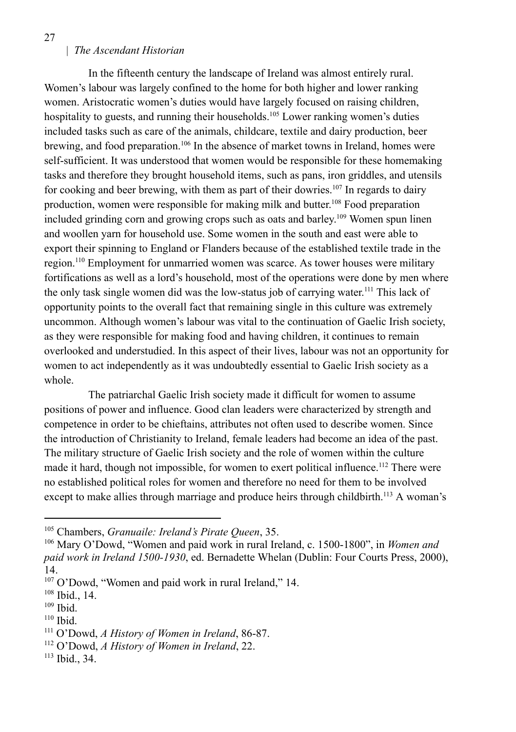In the fifteenth century the landscape of Ireland was almost entirely rural. Women's labour was largely confined to the home for both higher and lower ranking women. Aristocratic women's duties would have largely focused on raising children, hospitality to guests, and running their households.[105] Lower ranking women's duties included tasks such as care of the animals, childcare, textile and dairy production, beer brewing, and food preparation.[106] In the absence of market towns in Ireland, homes were self-sufficient. It was understood that women would be responsible for these homemaking tasks and therefore they brought household items, such as pans, iron griddles, and utensils for cooking and beer brewing, with them as part of their dowries.[107] In regards to dairy production, women were responsible for making milk and butter.[108] Food preparation included grinding corn and growing crops such as oats and barley.[109] Women spun linen and woollen yarn for household use. Some women in the south and east were able to export their spinning to England or Flanders because of the established textile trade in the region.[110] Employment for unmarried women was scarce. As tower houses were military fortifications as well as a lord's household, most of the operations were done by men where the only task single women did was the low-status job of carrying water.[111] This lack of opportunity points to the overall fact that remaining single in this culture was extremely uncommon. Although women's labour was vital to the continuation of Gaelic Irish society, as they were responsible for making food and having children, it continues to remain overlooked and understudied. In this aspect of their lives, labour was not an opportunity for women to act independently as it was undoubtedly essential to Gaelic Irish society as a whole.

The patriarchal Gaelic Irish society made it difficult for women to assume positions of power and influence. Good clan leaders were characterized by strength and competence in order to be chieftains, attributes not often used to describe women. Since the introduction of Christianity to Ireland, female leaders had become an idea of the past. The military structure of Gaelic Irish society and the role of women within the culture made it hard, though not impossible, for women to exert political influence.[112] There were no established political roles for women and therefore no need for them to be involved except to make allies through marriage and produce heirs through childbirth.[113] A woman's

---

[105] Chambers, *Granuaile: Ireland's Pirate Queen*, 35.

[106] Mary O'Dowd, "Women and paid work in rural Ireland, c. 1500-1800", in *Women and paid work in Ireland 1500-1930*, ed. Bernadette Whelan (Dublin: Four Courts Press, 2000), 14.

[107] O'Dowd, "Women and paid work in rural Ireland," 14.

[108] Ibid., 14.

[109] Ibid.

[110] Ibid.

[111] O'Dowd, *A History of Women in Ireland*, 86-87.

[112] O'Dowd, *A History of Women in Ireland*, 22.

[113] Ibid., 34.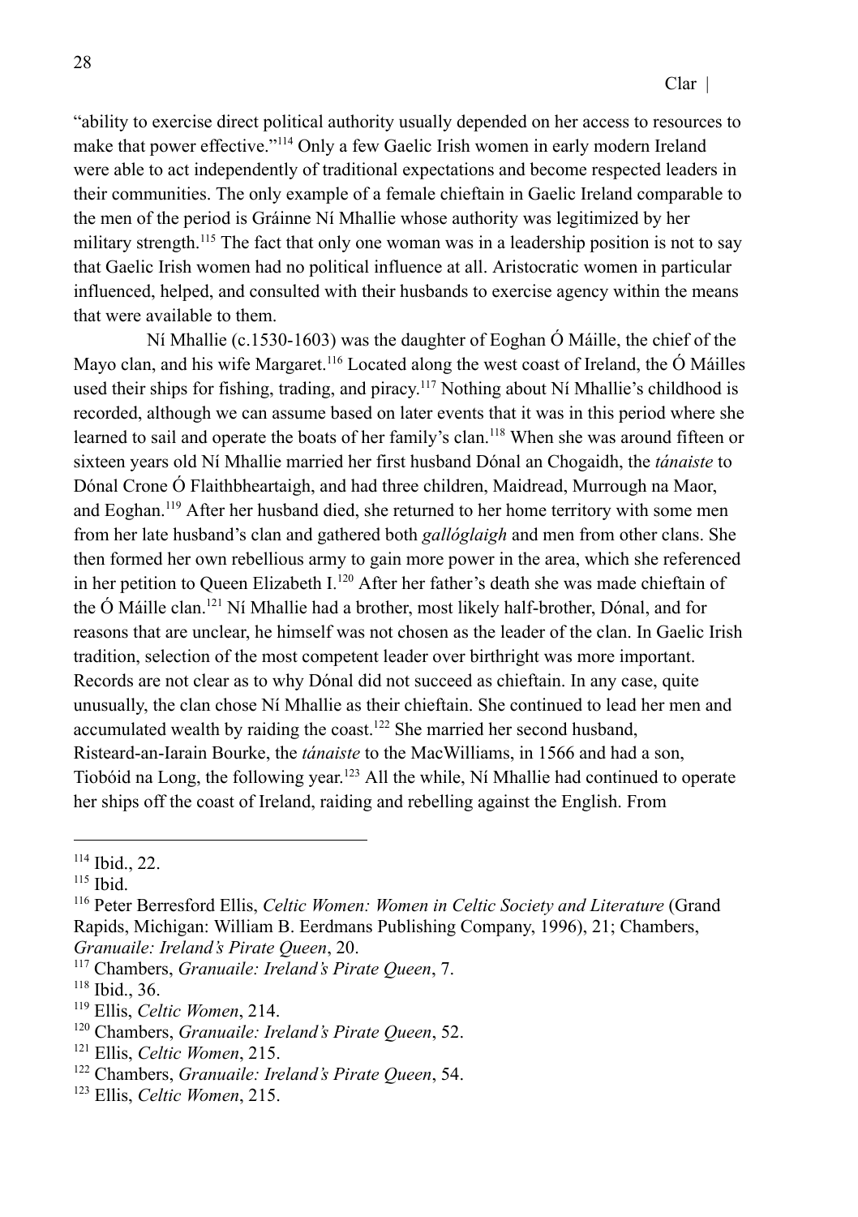"ability to exercise direct political authority usually depended on her access to resources to make that power effective."[114] Only a few Gaelic Irish women in early modern Ireland were able to act independently of traditional expectations and become respected leaders in their communities. The only example of a female chieftain in Gaelic Ireland comparable to the men of the period is Gráinne Ní Mhallie whose authority was legitimized by her military strength.[115] The fact that only one woman was in a leadership position is not to say that Gaelic Irish women had no political influence at all. Aristocratic women in particular influenced, helped, and consulted with their husbands to exercise agency within the means that were available to them.

Ní Mhallie (c.1530-1603) was the daughter of Eoghan Ó Máille, the chief of the Mayo clan, and his wife Margaret.[116] Located along the west coast of Ireland, the Ó Máilles used their ships for fishing, trading, and piracy.[117] Nothing about Ní Mhallie's childhood is recorded, although we can assume based on later events that it was in this period where she learned to sail and operate the boats of her family's clan.[118] When she was around fifteen or sixteen years old Ní Mhallie married her first husband Dónal an Chogaidh, the *tánaiste* to Dónal Crone Ó Flaithbheartaigh, and had three children, Maidread, Murrough na Maor, and Eoghan.[119] After her husband died, she returned to her home territory with some men from her late husband's clan and gathered both *gallóglaigh* and men from other clans. She then formed her own rebellious army to gain more power in the area, which she referenced in her petition to Queen Elizabeth I.[120] After her father's death she was made chieftain of the Ó Máille clan.[121] Ní Mhallie had a brother, most likely half-brother, Dónal, and for reasons that are unclear, he himself was not chosen as the leader of the clan. In Gaelic Irish tradition, selection of the most competent leader over birthright was more important. Records are not clear as to why Dónal did not succeed as chieftain. In any case, quite unusually, the clan chose Ní Mhallie as their chieftain. She continued to lead her men and accumulated wealth by raiding the coast.[122] She married her second husband, Risteard-an-Iarain Bourke, the *tánaiste* to the MacWilliams, in 1566 and had a son, Tiobóid na Long, the following year.[123] All the while, Ní Mhallie had continued to operate her ships off the coast of Ireland, raiding and rebelling against the English. From

---

[114] Ibid., 22.

[115] Ibid.

[116] Peter Berresford Ellis, *Celtic Women: Women in Celtic Society and Literature* (Grand Rapids, Michigan: William B. Eerdmans Publishing Company, 1996), 21; Chambers, *Granuaile: Ireland's Pirate Queen*, 20.

[117] Chambers, *Granuaile: Ireland's Pirate Queen*, 7.

[118] Ibid., 36.

[119] Ellis, *Celtic Women*, 214.

[120] Chambers, *Granuaile: Ireland's Pirate Queen*, 52.

[121] Ellis, *Celtic Women*, 215.

[122] Chambers, *Granuaile: Ireland's Pirate Queen*, 54.

[123] Ellis, *Celtic Women*, 215.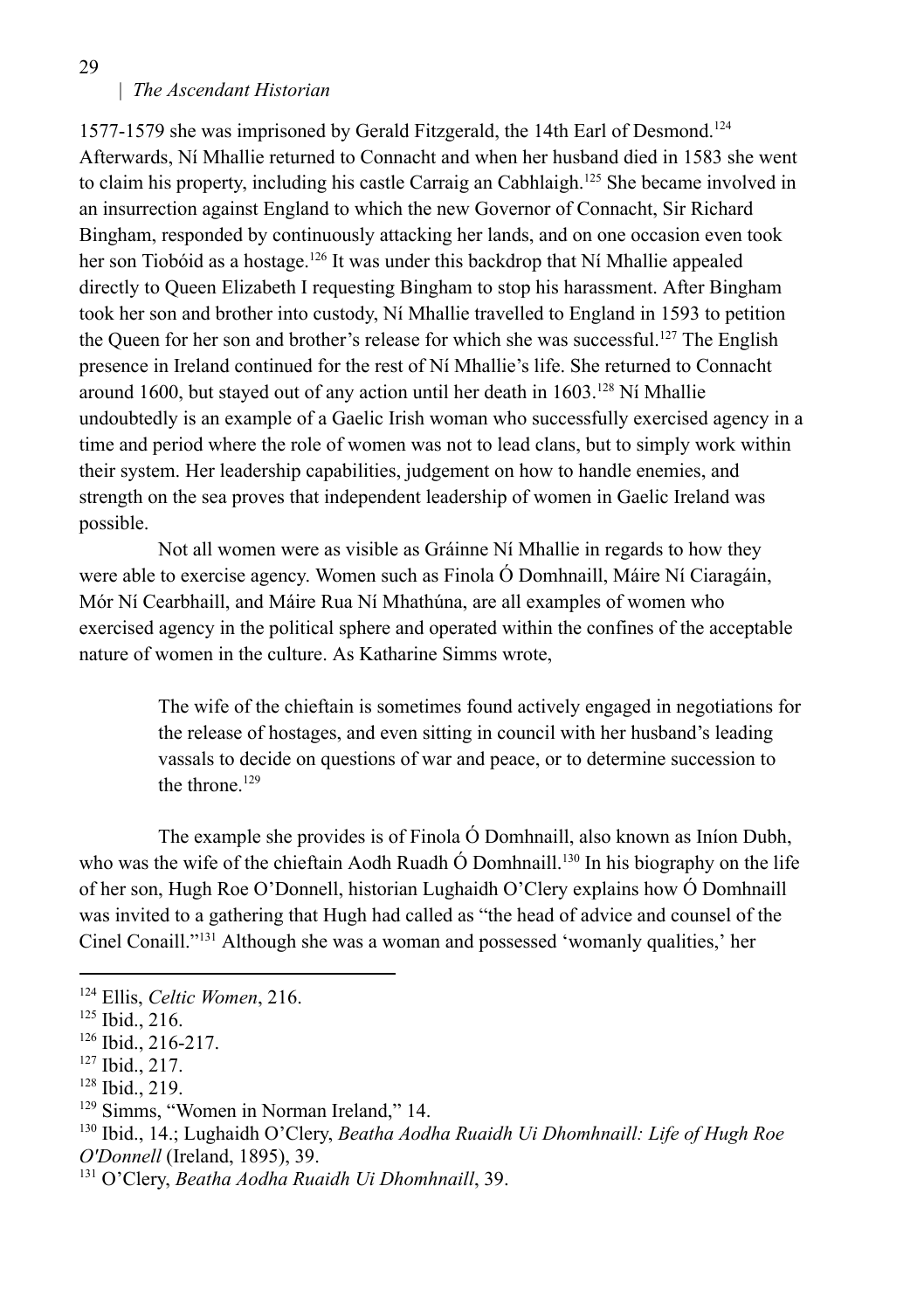1577-1579 she was imprisoned by Gerald Fitzgerald, the 14th Earl of Desmond.[124] Afterwards, Ní Mhallie returned to Connacht and when her husband died in 1583 she went to claim his property, including his castle Carraig an Cabhlaigh.[125] She became involved in an insurrection against England to which the new Governor of Connacht, Sir Richard Bingham, responded by continuously attacking her lands, and on one occasion even took her son Tiobóid as a hostage.[126] It was under this backdrop that Ní Mhallie appealed directly to Queen Elizabeth I requesting Bingham to stop his harassment. After Bingham took her son and brother into custody, Ní Mhallie travelled to England in 1593 to petition the Queen for her son and brother's release for which she was successful.[127] The English presence in Ireland continued for the rest of Ní Mhallie's life. She returned to Connacht around 1600, but stayed out of any action until her death in 1603.[128] Ní Mhallie undoubtedly is an example of a Gaelic Irish woman who successfully exercised agency in a time and period where the role of women was not to lead clans, but to simply work within their system. Her leadership capabilities, judgement on how to handle enemies, and strength on the sea proves that independent leadership of women in Gaelic Ireland was possible.

Not all women were as visible as Gráinne Ní Mhallie in regards to how they were able to exercise agency. Women such as Finola Ó Domhnaill, Máire Ní Ciaragáin, Mór Ní Cearbhaill, and Máire Rua Ní Mhathúna, are all examples of women who exercised agency in the political sphere and operated within the confines of the acceptable nature of women in the culture. As Katharine Simms wrote,

> The wife of the chieftain is sometimes found actively engaged in negotiations for the release of hostages, and even sitting in council with her husband's leading vassals to decide on questions of war and peace, or to determine succession to the throne.[129]

The example she provides is of Finola Ó Domhnaill, also known as Iníon Dubh, who was the wife of the chieftain Aodh Ruadh Ó Domhnaill.[130] In his biography on the life of her son, Hugh Roe O'Donnell, historian Lughaidh O'Clery explains how Ó Domhnaill was invited to a gathering that Hugh had called as "the head of advice and counsel of the Cinel Conaill."[131] Although she was a woman and possessed 'womanly qualities,' her

---

[124] Ellis, *Celtic Women*, 216.

[125] Ibid., 216.

[126] Ibid., 216-217.

[127] Ibid., 217.

[128] Ibid., 219.

[129] Simms, "Women in Norman Ireland," 14.

[130] Ibid., 14.; Lughaidh O'Clery, *Beatha Aodha Ruaidh Ui Dhomhnaill: Life of Hugh Roe O'Donnell* (Ireland, 1895), 39.

[131] O'Clery, *Beatha Aodha Ruaidh Ui Dhomhnaill*, 39.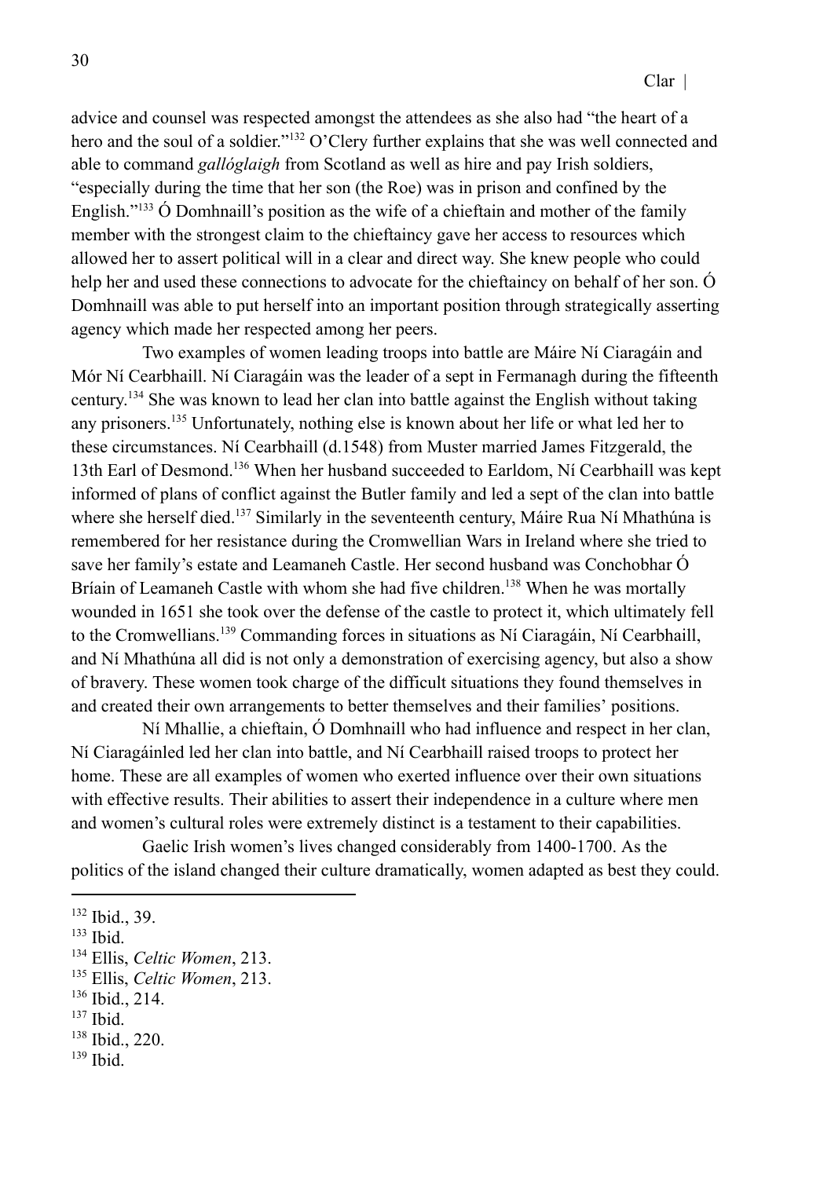advice and counsel was respected amongst the attendees as she also had "the heart of a hero and the soul of a soldier."[132] O'Clery further explains that she was well connected and able to command *gallóglaigh* from Scotland as well as hire and pay Irish soldiers, "especially during the time that her son (the Roe) was in prison and confined by the English."[133] Ó Domhnaill's position as the wife of a chieftain and mother of the family member with the strongest claim to the chieftaincy gave her access to resources which allowed her to assert political will in a clear and direct way. She knew people who could help her and used these connections to advocate for the chieftaincy on behalf of her son. Ó Domhnaill was able to put herself into an important position through strategically asserting agency which made her respected among her peers.

Two examples of women leading troops into battle are Máire Ní Ciaragáin and Mór Ní Cearbhaill. Ní Ciaragáin was the leader of a sept in Fermanagh during the fifteenth century.[134] She was known to lead her clan into battle against the English without taking any prisoners.[135] Unfortunately, nothing else is known about her life or what led her to these circumstances. Ní Cearbhaill (d.1548) from Muster married James Fitzgerald, the 13th Earl of Desmond.[136] When her husband succeeded to Earldom, Ní Cearbhaill was kept informed of plans of conflict against the Butler family and led a sept of the clan into battle where she herself died.[137] Similarly in the seventeenth century, Máire Rua Ní Mhathúna is remembered for her resistance during the Cromwellian Wars in Ireland where she tried to save her family's estate and Leamaneh Castle. Her second husband was Conchobhar Ó Bríain of Leamaneh Castle with whom she had five children.[138] When he was mortally wounded in 1651 she took over the defense of the castle to protect it, which ultimately fell to the Cromwellians.[139] Commanding forces in situations as Ní Ciaragáin, Ní Cearbhaill, and Ní Mhathúna all did is not only a demonstration of exercising agency, but also a show of bravery. These women took charge of the difficult situations they found themselves in and created their own arrangements to better themselves and their families' positions.

Ní Mhallie, a chieftain, Ó Domhnaill who had influence and respect in her clan, Ní Ciaragáinled led her clan into battle, and Ní Cearbhaill raised troops to protect her home. These are all examples of women who exerted influence over their own situations with effective results. Their abilities to assert their independence in a culture where men and women's cultural roles were extremely distinct is a testament to their capabilities.

Gaelic Irish women's lives changed considerably from 1400-1700. As the politics of the island changed their culture dramatically, women adapted as best they could.

---

[132] Ibid., 39.
[133] Ibid.
[134] Ellis, *Celtic Women*, 213.
[135] Ellis, *Celtic Women*, 213.
[136] Ibid., 214.
[137] Ibid.
[138] Ibid., 220.
[139] Ibid.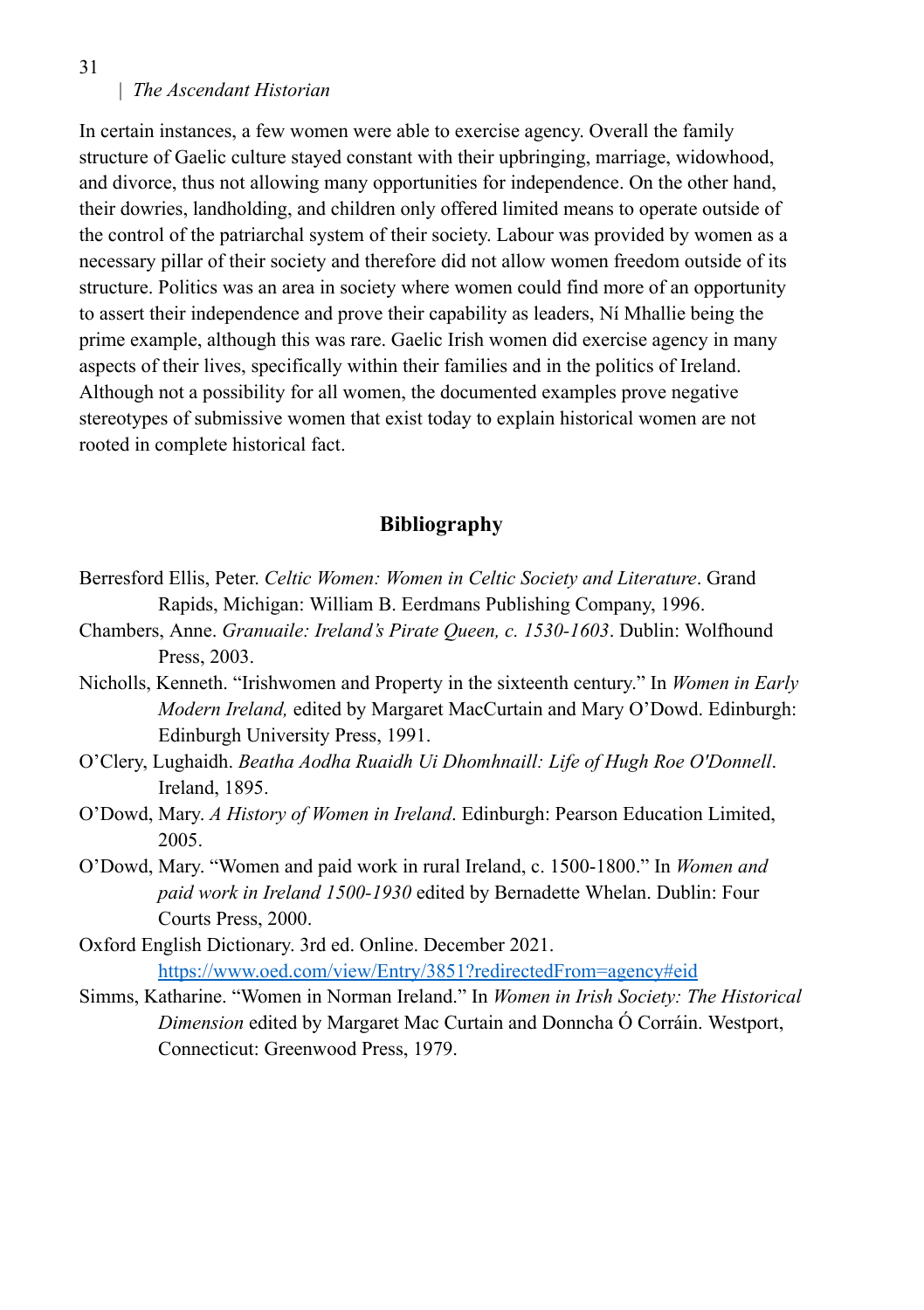In certain instances, a few women were able to exercise agency. Overall the family structure of Gaelic culture stayed constant with their upbringing, marriage, widowhood, and divorce, thus not allowing many opportunities for independence. On the other hand, their dowries, landholding, and children only offered limited means to operate outside of the control of the patriarchal system of their society. Labour was provided by women as a necessary pillar of their society and therefore did not allow women freedom outside of its structure. Politics was an area in society where women could find more of an opportunity to assert their independence and prove their capability as leaders, Ní Mhallie being the prime example, although this was rare. Gaelic Irish women did exercise agency in many aspects of their lives, specifically within their families and in the politics of Ireland. Although not a possibility for all women, the documented examples prove negative stereotypes of submissive women that exist today to explain historical women are not rooted in complete historical fact.

## Bibliography

Berresford Ellis, Peter. *Celtic Women: Women in Celtic Society and Literature*. Grand Rapids, Michigan: William B. Eerdmans Publishing Company, 1996.

Chambers, Anne. *Granuaile: Ireland's Pirate Queen, c. 1530-1603*. Dublin: Wolfhound Press, 2003.

Nicholls, Kenneth. "Irishwomen and Property in the sixteenth century." In *Women in Early Modern Ireland,* edited by Margaret MacCurtain and Mary O'Dowd. Edinburgh: Edinburgh University Press, 1991.

O'Clery, Lughaidh. *Beatha Aodha Ruaidh Ui Dhomhnaill: Life of Hugh Roe O'Donnell*. Ireland, 1895.

O'Dowd, Mary. *A History of Women in Ireland*. Edinburgh: Pearson Education Limited, 2005.

O'Dowd, Mary. "Women and paid work in rural Ireland, c. 1500-1800." In *Women and paid work in Ireland 1500-1930* edited by Bernadette Whelan. Dublin: Four Courts Press, 2000.

Oxford English Dictionary. 3rd ed. Online. December 2021. https://www.oed.com/view/Entry/3851?redirectedFrom=agency#eid

Simms, Katharine. "Women in Norman Ireland." In *Women in Irish Society: The Historical Dimension* edited by Margaret Mac Curtain and Donncha Ó Corráin. Westport, Connecticut: Greenwood Press, 1979.